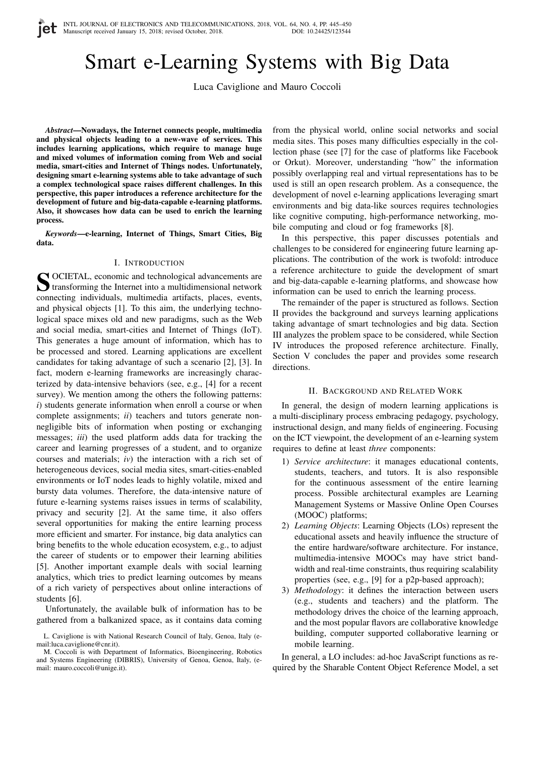# Smart e-Learning Systems with Big Data

Luca Caviglione and Mauro Coccoli

***Abstract*—Nowadays, the Internet connects people, multimedia and physical objects leading to a new-wave of services. This includes learning applications, which require to manage huge and mixed volumes of information coming from Web and social media, smart-cities and Internet of Things nodes. Unfortunately, designing smart e-learning systems able to take advantage of such a complex technological space raises different challenges. In this perspective, this paper introduces a reference architecture for the development of future and big-data-capable e-learning platforms. Also, it showcases how data can be used to enrich the learning process.**

***Keywords*—e-learning, Internet of Things, Smart Cities, Big data.**

## I. Introduction

SOCIETAL, economic and technological advancements are transforming the Internet into a multidimensional network connecting individuals, multimedia artifacts, places, events, and physical objects [1]. To this aim, the underlying technological space mixes old and new paradigms, such as the Web and social media, smart-cities and Internet of Things (IoT). This generates a huge amount of information, which has to be processed and stored. Learning applications are excellent candidates for taking advantage of such a scenario [2], [3]. In fact, modern e-learning frameworks are increasingly characterized by data-intensive behaviors (see, e.g., [4] for a recent survey). We mention among the others the following patterns: *i*) students generate information when enroll a course or when complete assignments; *ii*) teachers and tutors generate non-negligible bits of information when posting or exchanging messages; *iii*) the used platform adds data for tracking the career and learning progresses of a student, and to organize courses and materials; *iv*) the interaction with a rich set of heterogeneous devices, social media sites, smart-cities-enabled environments or IoT nodes leads to highly volatile, mixed and bursty data volumes. Therefore, the data-intensive nature of future e-learning systems raises issues in terms of scalability, privacy and security [2]. At the same time, it also offers several opportunities for making the entire learning process more efficient and smarter. For instance, big data analytics can bring benefits to the whole education ecosystem, e.g., to adjust the career of students or to empower their learning abilities [5]. Another important example deals with social learning analytics, which tries to predict learning outcomes by means of a rich variety of perspectives about online interactions of students [6].

Unfortunately, the available bulk of information has to be gathered from a balkanized space, as it contains data coming from the physical world, online social networks and social media sites. This poses many difficulties especially in the collection phase (see [7] for the case of platforms like Facebook or Orkut). Moreover, understanding "how" the information possibly overlapping real and virtual representations has to be used is still an open research problem. As a consequence, the development of novel e-learning applications leveraging smart environments and big data-like sources requires technologies like cognitive computing, high-performance networking, mobile computing and cloud or fog frameworks [8].

In this perspective, this paper discusses potentials and challenges to be considered for engineering future learning applications. The contribution of the work is twofold: introduce a reference architecture to guide the development of smart and big-data-capable e-learning platforms, and showcase how information can be used to enrich the learning process.

The remainder of the paper is structured as follows. Section II provides the background and surveys learning applications taking advantage of smart technologies and big data. Section III analyzes the problem space to be considered, while Section IV introduces the proposed reference architecture. Finally, Section V concludes the paper and provides some research directions.

## II. Background and Related Work

In general, the design of modern learning applications is a multi-disciplinary process embracing pedagogy, psychology, instructional design, and many fields of engineering. Focusing on the ICT viewpoint, the development of an e-learning system requires to define at least *three* components:

1) *Service architecture*: it manages educational contents, students, teachers, and tutors. It is also responsible for the continuous assessment of the entire learning process. Possible architectural examples are Learning Management Systems or Massive Online Open Courses (MOOC) platforms;
2) *Learning Objects*: Learning Objects (LOs) represent the educational assets and heavily influence the structure of the entire hardware/software architecture. For instance, multimedia-intensive MOOCs may have strict bandwidth and real-time constraints, thus requiring scalability properties (see, e.g., [9] for a p2p-based approach);
3) *Methodology*: it defines the interaction between users (e.g., students and teachers) and the platform. The methodology drives the choice of the learning approach, and the most popular flavors are collaborative knowledge building, computer supported collaborative learning or mobile learning.

In general, a LO includes: ad-hoc JavaScript functions as required by the Sharable Content Object Reference Model, a set

L. Caviglione is with National Research Council of Italy, Genoa, Italy (e-mail:luca.caviglione@cnr.it).

M. Coccoli is with Department of Informatics, Bioengineering, Robotics and Systems Engineering (DIBRIS), University of Genoa, Genoa, Italy, (e-mail: mauro.coccoli@unige.it).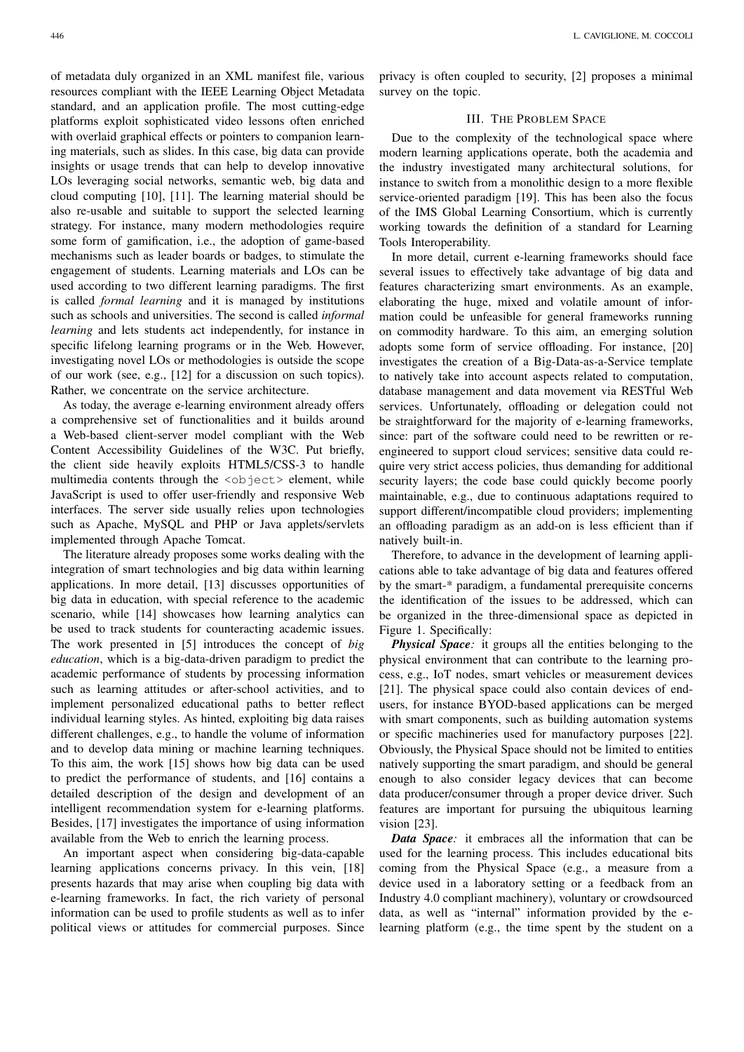of metadata duly organized in an XML manifest file, various resources compliant with the IEEE Learning Object Metadata standard, and an application profile. The most cutting-edge platforms exploit sophisticated video lessons often enriched with overlaid graphical effects or pointers to companion learning materials, such as slides. In this case, big data can provide insights or usage trends that can help to develop innovative LOs leveraging social networks, semantic web, big data and cloud computing [10], [11]. The learning material should be also re-usable and suitable to support the selected learning strategy. For instance, many modern methodologies require some form of gamification, i.e., the adoption of game-based mechanisms such as leader boards or badges, to stimulate the engagement of students. Learning materials and LOs can be used according to two different learning paradigms. The first is called *formal learning* and it is managed by institutions such as schools and universities. The second is called *informal learning* and lets students act independently, for instance in specific lifelong learning programs or in the Web. However, investigating novel LOs or methodologies is outside the scope of our work (see, e.g., [12] for a discussion on such topics). Rather, we concentrate on the service architecture.

As today, the average e-learning environment already offers a comprehensive set of functionalities and it builds around a Web-based client-server model compliant with the Web Content Accessibility Guidelines of the W3C. Put briefly, the client side heavily exploits HTML5/CSS-3 to handle multimedia contents through the `<object>` element, while JavaScript is used to offer user-friendly and responsive Web interfaces. The server side usually relies upon technologies such as Apache, MySQL and PHP or Java applets/servlets implemented through Apache Tomcat.

The literature already proposes some works dealing with the integration of smart technologies and big data within learning applications. In more detail, [13] discusses opportunities of big data in education, with special reference to the academic scenario, while [14] showcases how learning analytics can be used to track students for counteracting academic issues. The work presented in [5] introduces the concept of *big education*, which is a big-data-driven paradigm to predict the academic performance of students by processing information such as learning attitudes or after-school activities, and to implement personalized educational paths to better reflect individual learning styles. As hinted, exploiting big data raises different challenges, e.g., to handle the volume of information and to develop data mining or machine learning techniques. To this aim, the work [15] shows how big data can be used to predict the performance of students, and [16] contains a detailed description of the design and development of an intelligent recommendation system for e-learning platforms. Besides, [17] investigates the importance of using information available from the Web to enrich the learning process.

An important aspect when considering big-data-capable learning applications concerns privacy. In this vein, [18] presents hazards that may arise when coupling big data with e-learning frameworks. In fact, the rich variety of personal information can be used to profile students as well as to infer political views or attitudes for commercial purposes. Since privacy is often coupled to security, [2] proposes a minimal survey on the topic.

## III. The Problem Space

Due to the complexity of the technological space where modern learning applications operate, both the academia and the industry investigated many architectural solutions, for instance to switch from a monolithic design to a more flexible service-oriented paradigm [19]. This has been also the focus of the IMS Global Learning Consortium, which is currently working towards the definition of a standard for Learning Tools Interoperability.

In more detail, current e-learning frameworks should face several issues to effectively take advantage of big data and features characterizing smart environments. As an example, elaborating the huge, mixed and volatile amount of information could be unfeasible for general frameworks running on commodity hardware. To this aim, an emerging solution adopts some form of service offloading. For instance, [20] investigates the creation of a Big-Data-as-a-Service template to natively take into account aspects related to computation, database management and data movement via RESTful Web services. Unfortunately, offloading or delegation could not be straightforward for the majority of e-learning frameworks, since: part of the software could need to be rewritten or reengineered to support cloud services; sensitive data could require very strict access policies, thus demanding for additional security layers; the code base could quickly become poorly maintainable, e.g., due to continuous adaptations required to support different/incompatible cloud providers; implementing an offloading paradigm as an add-on is less efficient than if natively built-in.

Therefore, to advance in the development of learning applications able to take advantage of big data and features offered by the smart-* paradigm, a fundamental prerequisite concerns the identification of the issues to be addressed, which can be organized in the three-dimensional space as depicted in Figure 1. Specifically:

***Physical Space:*** it groups all the entities belonging to the physical environment that can contribute to the learning process, e.g., IoT nodes, smart vehicles or measurement devices [21]. The physical space could also contain devices of end-users, for instance BYOD-based applications can be merged with smart components, such as building automation systems or specific machineries used for manufactory purposes [22]. Obviously, the Physical Space should not be limited to entities natively supporting the smart paradigm, and should be general enough to also consider legacy devices that can become data producer/consumer through a proper device driver. Such features are important for pursuing the ubiquitous learning vision [23].

***Data Space:*** it embraces all the information that can be used for the learning process. This includes educational bits coming from the Physical Space (e.g., a measure from a device used in a laboratory setting or a feedback from an Industry 4.0 compliant machinery), voluntary or crowdsourced data, as well as "internal" information provided by the e-learning platform (e.g., the time spent by the student on a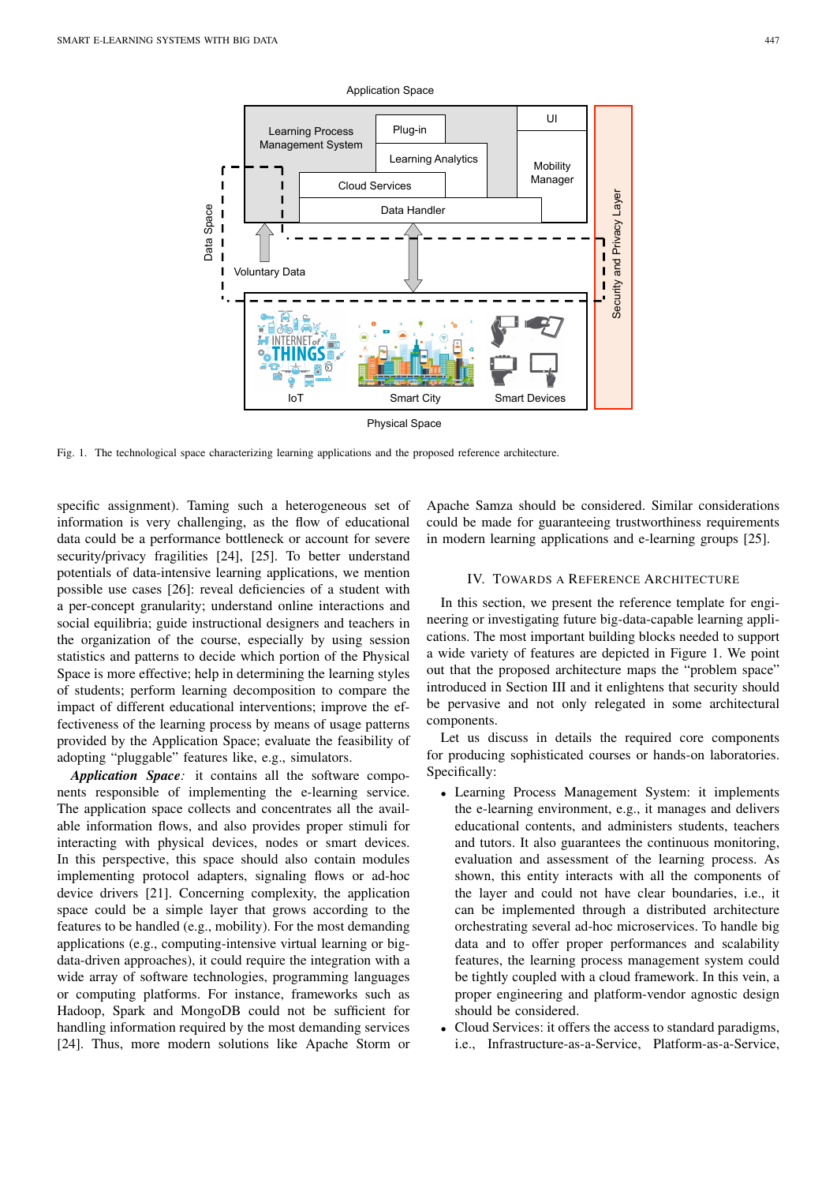Fig. 1. The technological space characterizing learning applications and the proposed reference architecture.

specific assignment). Taming such a heterogeneous set of information is very challenging, as the flow of educational data could be a performance bottleneck or account for severe security/privacy fragilities [24], [25]. To better understand potentials of data-intensive learning applications, we mention possible use cases [26]: reveal deficiencies of a student with a per-concept granularity; understand online interactions and social equilibria; guide instructional designers and teachers in the organization of the course, especially by using session statistics and patterns to decide which portion of the Physical Space is more effective; help in determining the learning styles of students; perform learning decomposition to compare the impact of different educational interventions; improve the effectiveness of the learning process by means of usage patterns provided by the Application Space; evaluate the feasibility of adopting "pluggable" features like, e.g., simulators.

***Application Space****:* it contains all the software components responsible of implementing the e-learning service. The application space collects and concentrates all the available information flows, and also provides proper stimuli for interacting with physical devices, nodes or smart devices. In this perspective, this space should also contain modules implementing protocol adapters, signaling flows or ad-hoc device drivers [21]. Concerning complexity, the application space could be a simple layer that grows according to the features to be handled (e.g., mobility). For the most demanding applications (e.g., computing-intensive virtual learning or big-data-driven approaches), it could require the integration with a wide array of software technologies, programming languages or computing platforms. For instance, frameworks such as Hadoop, Spark and MongoDB could not be sufficient for handling information required by the most demanding services [24]. Thus, more modern solutions like Apache Storm or Apache Samza should be considered. Similar considerations could be made for guaranteeing trustworthiness requirements in modern learning applications and e-learning groups [25].

## IV. Towards a Reference Architecture

In this section, we present the reference template for engineering or investigating future big-data-capable learning applications. The most important building blocks needed to support a wide variety of features are depicted in Figure 1. We point out that the proposed architecture maps the "problem space" introduced in Section III and it enlightens that security should be pervasive and not only relegated in some architectural components.

Let us discuss in details the required core components for producing sophisticated courses or hands-on laboratories. Specifically:

- Learning Process Management System: it implements the e-learning environment, e.g., it manages and delivers educational contents, and administers students, teachers and tutors. It also guarantees the continuous monitoring, evaluation and assessment of the learning process. As shown, this entity interacts with all the components of the layer and could not have clear boundaries, i.e., it can be implemented through a distributed architecture orchestrating several ad-hoc microservices. To handle big data and to offer proper performances and scalability features, the learning process management system could be tightly coupled with a cloud framework. In this vein, a proper engineering and platform-vendor agnostic design should be considered.
- Cloud Services: it offers the access to standard paradigms, i.e., Infrastructure-as-a-Service, Platform-as-a-Service,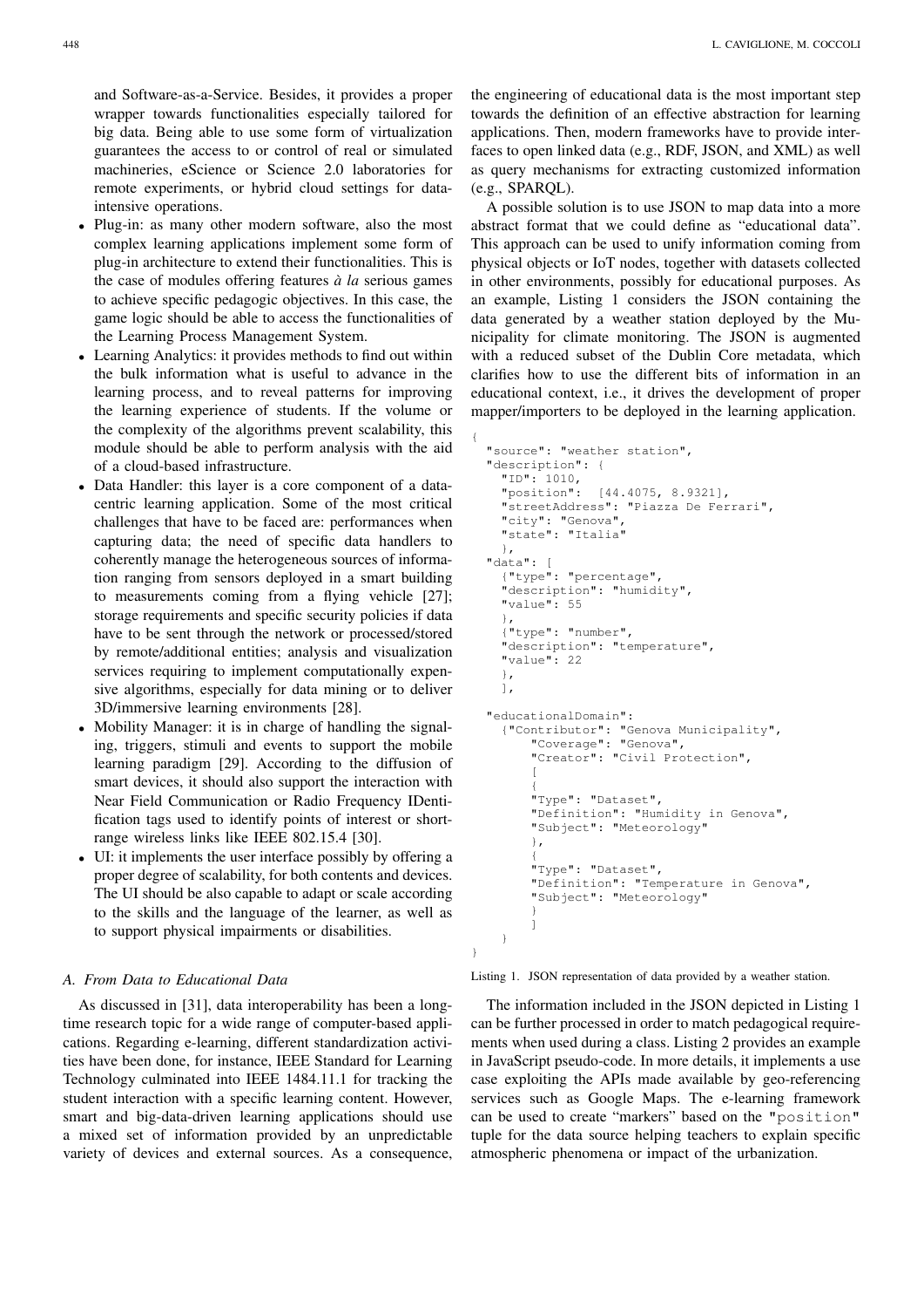and Software-as-a-Service. Besides, it provides a proper wrapper towards functionalities especially tailored for big data. Being able to use some form of virtualization guarantees the access to or control of real or simulated machineries, eScience or Science 2.0 laboratories for remote experiments, or hybrid cloud settings for data-intensive operations.

- Plug-in: as many other modern software, also the most complex learning applications implement some form of plug-in architecture to extend their functionalities. This is the case of modules offering features *à la* serious games to achieve specific pedagogic objectives. In this case, the game logic should be able to access the functionalities of the Learning Process Management System.
- Learning Analytics: it provides methods to find out within the bulk information what is useful to advance in the learning process, and to reveal patterns for improving the learning experience of students. If the volume or the complexity of the algorithms prevent scalability, this module should be able to perform analysis with the aid of a cloud-based infrastructure.
- Data Handler: this layer is a core component of a data-centric learning application. Some of the most critical challenges that have to be faced are: performances when capturing data; the need of specific data handlers to coherently manage the heterogeneous sources of information ranging from sensors deployed in a smart building to measurements coming from a flying vehicle [27]; storage requirements and specific security policies if data have to be sent through the network or processed/stored by remote/additional entities; analysis and visualization services requiring to implement computationally expensive algorithms, especially for data mining or to deliver 3D/immersive learning environments [28].
- Mobility Manager: it is in charge of handling the signaling, triggers, stimuli and events to support the mobile learning paradigm [29]. According to the diffusion of smart devices, it should also support the interaction with Near Field Communication or Radio Frequency IDentification tags used to identify points of interest or short-range wireless links like IEEE 802.15.4 [30].
- UI: it implements the user interface possibly by offering a proper degree of scalability, for both contents and devices. The UI should be also capable to adapt or scale according to the skills and the language of the learner, as well as to support physical impairments or disabilities.

### A. From Data to Educational Data

As discussed in [31], data interoperability has been a long-time research topic for a wide range of computer-based applications. Regarding e-learning, different standardization activities have been done, for instance, IEEE Standard for Learning Technology culminated into IEEE 1484.11.1 for tracking the student interaction with a specific learning content. However, smart and big-data-driven learning applications should use a mixed set of information provided by an unpredictable variety of devices and external sources. As a consequence, the engineering of educational data is the most important step towards the definition of an effective abstraction for learning applications. Then, modern frameworks have to provide interfaces to open linked data (e.g., RDF, JSON, and XML) as well as query mechanisms for extracting customized information (e.g., SPARQL).

A possible solution is to use JSON to map data into a more abstract format that we could define as "educational data". This approach can be used to unify information coming from physical objects or IoT nodes, together with datasets collected in other environments, possibly for educational purposes. As an example, Listing 1 considers the JSON containing the data generated by a weather station deployed by the Municipality for climate monitoring. The JSON is augmented with a reduced subset of the Dublin Core metadata, which clarifies how to use the different bits of information in an educational context, i.e., it drives the development of proper mapper/importers to be deployed in the learning application.

```
{
  "source": "weather station",
  "description": {
    "ID": 1010,
    "position":  [44.4075, 8.9321],
    "streetAddress": "Piazza De Ferrari",
    "city": "Genova",
    "state": "Italia"
    },
  "data": [
    {"type": "percentage",
    "description": "humidity",
    "value": 55
    },
    {"type": "number",
    "description": "temperature",
    "value": 22
    },
    ],

  "educationalDomain":
    {"Contributor": "Genova Municipality",
        "Coverage": "Genova",
        "Creator": "Civil Protection",
        [
        {
        "Type": "Dataset",
        "Definition": "Humidity in Genova",
        "Subject": "Meteorology"
        },
        {
        "Type": "Dataset",
        "Definition": "Temperature in Genova",
        "Subject": "Meteorology"
        }
        ]
    }
}
```

Listing 1. JSON representation of data provided by a weather station.

The information included in the JSON depicted in Listing 1 can be further processed in order to match pedagogical requirements when used during a class. Listing 2 provides an example in JavaScript pseudo-code. In more details, it implements a use case exploiting the APIs made available by geo-referencing services such as Google Maps. The e-learning framework can be used to create "markers" based on the `"position"` tuple for the data source helping teachers to explain specific atmospheric phenomena or impact of the urbanization.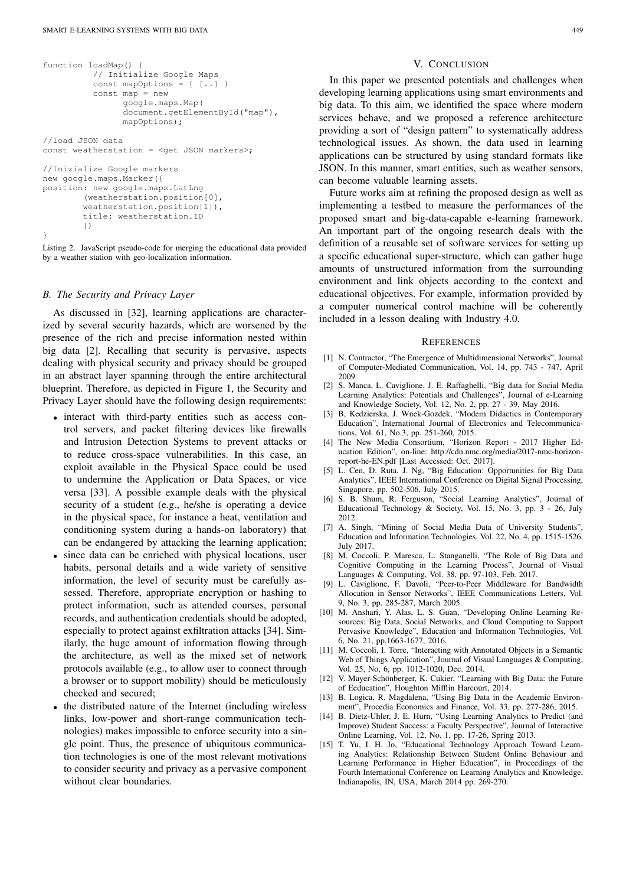```
function loadMap() {
          // Initialize Google Maps
          const mapOptions = { [..] }
          const map = new
                google.maps.Map(
                document.getElementById("map"),
                mapOptions);

//load JSON data
const weatherstation = <get JSON markers>;

//Inizialize Google markers
new google.maps.Marker({
position: new google.maps.LatLng
        (weatherstation.position[0],
        weatherstation.position[1]),
        title: weatherstation.ID
        })
}
```

Listing 2. JavaScript pseudo-code for merging the educational data provided by a weather station with geo-localization information.

### B. The Security and Privacy Layer

As discussed in [32], learning applications are characterized by several security hazards, which are worsened by the presence of the rich and precise information nested within big data [2]. Recalling that security is pervasive, aspects dealing with physical security and privacy should be grouped in an abstract layer spanning through the entire architectural blueprint. Therefore, as depicted in Figure 1, the Security and Privacy Layer should have the following design requirements:

- interact with third-party entities such as access control servers, and packet filtering devices like firewalls and Intrusion Detection Systems to prevent attacks or to reduce cross-space vulnerabilities. In this case, an exploit available in the Physical Space could be used to undermine the Application or Data Spaces, or vice versa [33]. A possible example deals with the physical security of a student (e.g., he/she is operating a device in the physical space, for instance a heat, ventilation and conditioning system during a hands-on laboratory) that can be endangered by attacking the learning application;
- since data can be enriched with physical locations, user habits, personal details and a wide variety of sensitive information, the level of security must be carefully assessed. Therefore, appropriate encryption or hashing to protect information, such as attended courses, personal records, and authentication credentials should be adopted, especially to protect against exfiltration attacks [34]. Similarly, the huge amount of information flowing through the architecture, as well as the mixed set of network protocols available (e.g., to allow user to connect through a browser or to support mobility) should be meticulously checked and secured;
- the distributed nature of the Internet (including wireless links, low-power and short-range communication technologies) makes impossible to enforce security into a single point. Thus, the presence of ubiquitous communication technologies is one of the most relevant motivations to consider security and privacy as a pervasive component without clear boundaries.

## V. Conclusion

In this paper we presented potentials and challenges when developing learning applications using smart environments and big data. To this aim, we identified the space where modern services behave, and we proposed a reference architecture providing a sort of "design pattern" to systematically address technological issues. As shown, the data used in learning applications can be structured by using standard formats like JSON. In this manner, smart entities, such as weather sensors, can become valuable learning assets.

Future works aim at refining the proposed design as well as implementing a testbed to measure the performances of the proposed smart and big-data-capable e-learning framework. An important part of the ongoing research deals with the definition of a reusable set of software services for setting up a specific educational super-structure, which can gather huge amounts of unstructured information from the surrounding environment and link objects according to the context and educational objectives. For example, information provided by a computer numerical control machine will be coherently included in a lesson dealing with Industry 4.0.

## References

[1] N. Contractor, "The Emergence of Multidimensional Networks", Journal of Computer-Mediated Communication, Vol. 14, pp. 743 - 747, April 2009.

[2] S. Manca, L. Caviglione, J. E. Raffaghelli, "Big data for Social Media Learning Analytics: Potentials and Challenges", Journal of e-Learning and Knowledge Society, Vol. 12, No. 2, pp. 27 - 39, May 2016.

[3] B, Kedzierska, J. Wnek-Gozdek, "Modern Didactics in Contemporary Education", International Journal of Electronics and Telecommunications, Vol. 61, No.3, pp. 251-260, 2015.

[4] The New Media Consortium, "Horizon Report - 2017 Higher Education Edition", on-line: http://cdn.nmc.org/media/2017-nmc-horizon-report-he-EN.pdf [Last Accessed: Oct. 2017].

[5] L. Cen, D. Ruta, J. Ng, "Big Education: Opportunities for Big Data Analytics", IEEE International Conference on Digital Signal Processing, Singapore, pp. 502-506, July 2015.

[6] S. B. Shum, R. Ferguson, "Social Learning Analytics", Journal of Educational Technology & Society, Vol. 15, No. 3, pp. 3 - 26, July 2012.

[7] A. Singh, "Mining of Social Media Data of University Students", Education and Information Technologies, Vol. 22, No. 4, pp. 1515-1526, July 2017.

[8] M. Coccoli, P. Maresca, L. Stanganelli, "The Role of Big Data and Cognitive Computing in the Learning Process", Journal of Visual Languages & Computing, Vol. 38, pp. 97-103, Feb. 2017.

[9] L. Caviglione, F. Davoli, "Peer-to-Peer Middleware for Bandwidth Allocation in Sensor Networks", IEEE Communications Letters, Vol. 9, No. 3, pp. 285-287, March 2005.

[10] M. Anshari, Y. Alas, L. S. Guan, "Developing Online Learning Resources: Big Data, Social Networks, and Cloud Computing to Support Pervasive Knowledge", Education and Information Technologies, Vol. 6, No. 21, pp.1663-1677, 2016.

[11] M. Coccoli, I. Torre, "Interacting with Annotated Objects in a Semantic Web of Things Application", Journal of Visual Languages & Computing, Vol. 25, No, 6, pp. 1012-1020, Dec. 2014.

[12] V. Mayer-Schönberger, K. Cukier, "Learning with Big Data: the Future of Eeducation", Houghton Mifflin Harcourt, 2014.

[13] B. Logica, R. Magdalena, "Using Big Data in the Academic Environment", Procedia Economics and Finance, Vol. 33, pp. 277-286, 2015.

[14] B. Dietz-Uhler, J. E. Hurn, "Using Learning Analytics to Predict (and Improve) Student Success: a Faculty Perspective", Journal of Interactive Online Learning, Vol. 12, No. 1, pp. 17-26, Spring 2013.

[15] T. Yu, I. H. Jo, "Educational Technology Approach Toward Learning Analytics: Relationship Between Student Online Behaviour and Learning Performance in Higher Education", in Proceedings of the Fourth International Conference on Learning Analytics and Knowledge, Indianapolis, IN, USA, March 2014 pp. 269-270.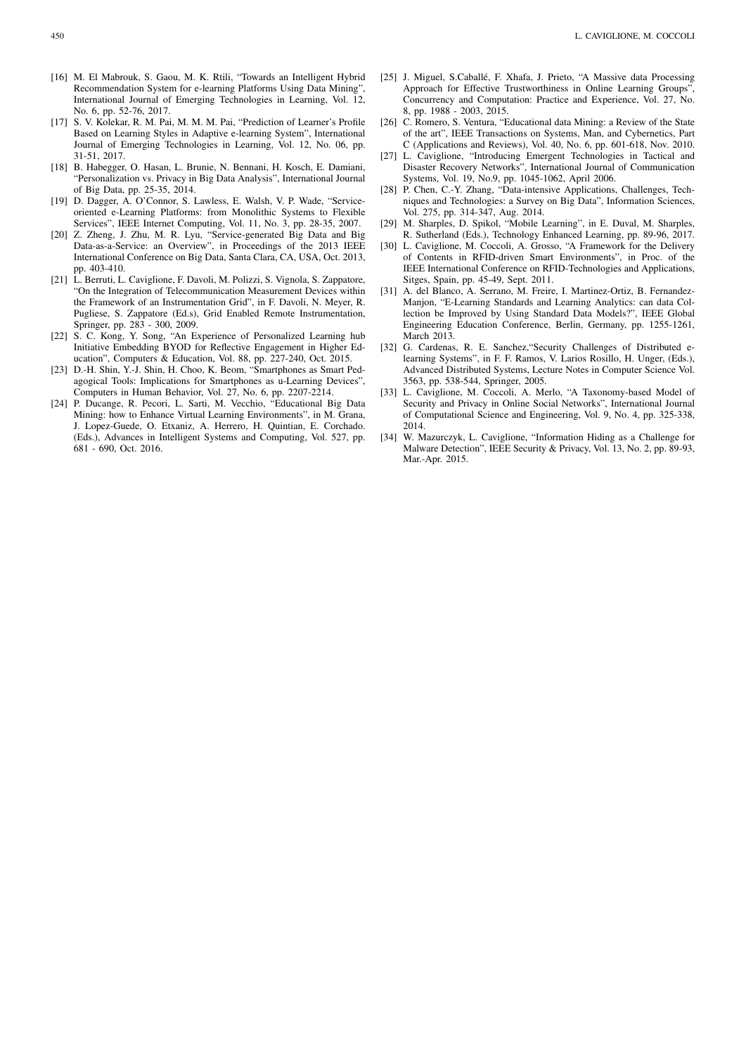[16] M. El Mabrouk, S. Gaou, M. K. Rtili, "Towards an Intelligent Hybrid Recommendation System for e-learning Platforms Using Data Mining", International Journal of Emerging Technologies in Learning, Vol. 12, No. 6, pp. 52-76, 2017.

[17] S. V. Kolekar, R. M. Pai, M. M. M. Pai, "Prediction of Learner's Profile Based on Learning Styles in Adaptive e-learning System", International Journal of Emerging Technologies in Learning, Vol. 12, No. 06, pp. 31-51, 2017.

[18] B. Habegger, O. Hasan, L. Brunie, N. Bennani, H. Kosch, E. Damiani, "Personalization vs. Privacy in Big Data Analysis", International Journal of Big Data, pp. 25-35, 2014.

[19] D. Dagger, A. O'Connor, S. Lawless, E. Walsh, V. P. Wade, "Service-oriented e-Learning Platforms: from Monolithic Systems to Flexible Services", IEEE Internet Computing, Vol. 11, No. 3, pp. 28-35, 2007.

[20] Z. Zheng, J. Zhu, M. R. Lyu, "Service-generated Big Data and Big Data-as-a-Service: an Overview", in Proceedings of the 2013 IEEE International Conference on Big Data, Santa Clara, CA, USA, Oct. 2013, pp. 403-410.

[21] L. Berruti, L. Caviglione, F. Davoli, M. Polizzi, S. Vignola, S. Zappatore, "On the Integration of Telecommunication Measurement Devices within the Framework of an Instrumentation Grid", in F. Davoli, N. Meyer, R. Pugliese, S. Zappatore (Ed.s), Grid Enabled Remote Instrumentation, Springer, pp. 283 - 300, 2009.

[22] S. C. Kong, Y. Song, "An Experience of Personalized Learning hub Initiative Embedding BYOD for Reflective Engagement in Higher Education", Computers & Education, Vol. 88, pp. 227-240, Oct. 2015.

[23] D.-H. Shin, Y.-J. Shin, H. Choo, K. Beom, "Smartphones as Smart Pedagogical Tools: Implications for Smartphones as u-Learning Devices", Computers in Human Behavior, Vol. 27, No. 6, pp. 2207-2214.

[24] P. Ducange, R. Pecori, L. Sarti, M. Vecchio, "Educational Big Data Mining: how to Enhance Virtual Learning Environments", in M. Grana, J. Lopez-Guede, O. Etxaniz, A. Herrero, H. Quintian, E. Corchado. (Eds.), Advances in Intelligent Systems and Computing, Vol. 527, pp. 681 - 690, Oct. 2016.

[25] J. Miguel, S.Caballé, F. Xhafa, J. Prieto, "A Massive data Processing Approach for Effective Trustworthiness in Online Learning Groups", Concurrency and Computation: Practice and Experience, Vol. 27, No. 8, pp. 1988 - 2003, 2015.

[26] C. Romero, S. Ventura, "Educational data Mining: a Review of the State of the art", IEEE Transactions on Systems, Man, and Cybernetics, Part C (Applications and Reviews), Vol. 40, No. 6, pp. 601-618, Nov. 2010.

[27] L. Caviglione, "Introducing Emergent Technologies in Tactical and Disaster Recovery Networks", International Journal of Communication Systems, Vol. 19, No.9, pp. 1045-1062, April 2006.

[28] P. Chen, C.-Y. Zhang, "Data-intensive Applications, Challenges, Techniques and Technologies: a Survey on Big Data", Information Sciences, Vol. 275, pp. 314-347, Aug. 2014.

[29] M. Sharples, D. Spikol, "Mobile Learning", in E. Duval, M. Sharples, R. Sutherland (Eds.), Technology Enhanced Learning, pp. 89-96, 2017.

[30] L. Caviglione, M. Coccoli, A. Grosso, "A Framework for the Delivery of Contents in RFID-driven Smart Environments", in Proc. of the IEEE International Conference on RFID-Technologies and Applications, Sitges, Spain, pp. 45-49, Sept. 2011.

[31] A. del Blanco, A. Serrano, M. Freire, I. Martinez-Ortiz, B. Fernandez-Manjon, "E-Learning Standards and Learning Analytics: can data Collection be Improved by Using Standard Data Models?", IEEE Global Engineering Education Conference, Berlin, Germany, pp. 1255-1261, March 2013.

[32] G. Cardenas, R. E. Sanchez,"Security Challenges of Distributed e-learning Systems", in F. F. Ramos, V. Larios Rosillo, H. Unger, (Eds.), Advanced Distributed Systems, Lecture Notes in Computer Science Vol. 3563, pp. 538-544, Springer, 2005.

[33] L. Caviglione, M. Coccoli, A. Merlo, "A Taxonomy-based Model of Security and Privacy in Online Social Networks", International Journal of Computational Science and Engineering, Vol. 9, No. 4, pp. 325-338, 2014.

[34] W. Mazurczyk, L. Caviglione, "Information Hiding as a Challenge for Malware Detection", IEEE Security & Privacy, Vol. 13, No. 2, pp. 89-93, Mar.-Apr. 2015.